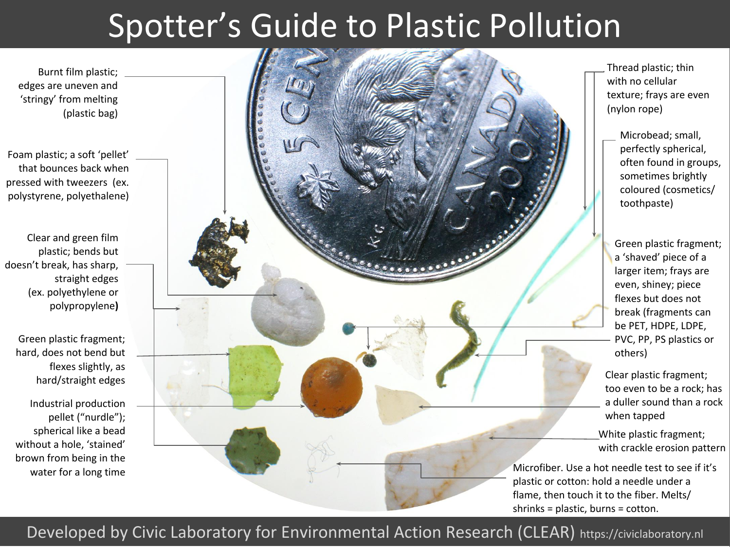# Spotter's Guide to Plastic Pollution

Burnt film plastic; edges are uneven and 'stringy' from melting (plastic bag)

Foam plastic; a soft 'pellet' that bounces back when pressed with tweezers (ex. polystyrene, polyethalene)

Clear and green film plastic; bends but doesn't break, has sharp, straight edges (ex. polyethylene or polypropylene**)**

Green plastic fragment; hard, does not bend but flexes slightly, as hard/straight edges

Industrial production pellet ("nurdle"); spherical like a bead without a hole, 'stained' brown from being in the water for a long time

Thread plastic; thin with no cellular texture; frays are even (nylon rope)

Microbead; small, perfectly spherical, often found in groups, sometimes brightly coloured (cosmetics/ toothpaste)

Green plastic fragment; a 'shaved' piece of a larger item; frays are even, shiney; piece flexes but does not break (fragments can be PET, HDPE, LDPE, PVC, PP, PS plastics or others)

Clear plastic fragment; too even to be a rock; has a duller sound than a rock when tapped

White plastic fragment; with crackle erosion pattern

Microfiber. Use a hot needle test to see if it's plastic or cotton: hold a needle under a flame, then touch it to the fiber. Melts/ shrinks = plastic, burns = cotton.

Developed by Civic Laboratory for Environmental Action Research (CLEAR) https://civiclaboratory.nl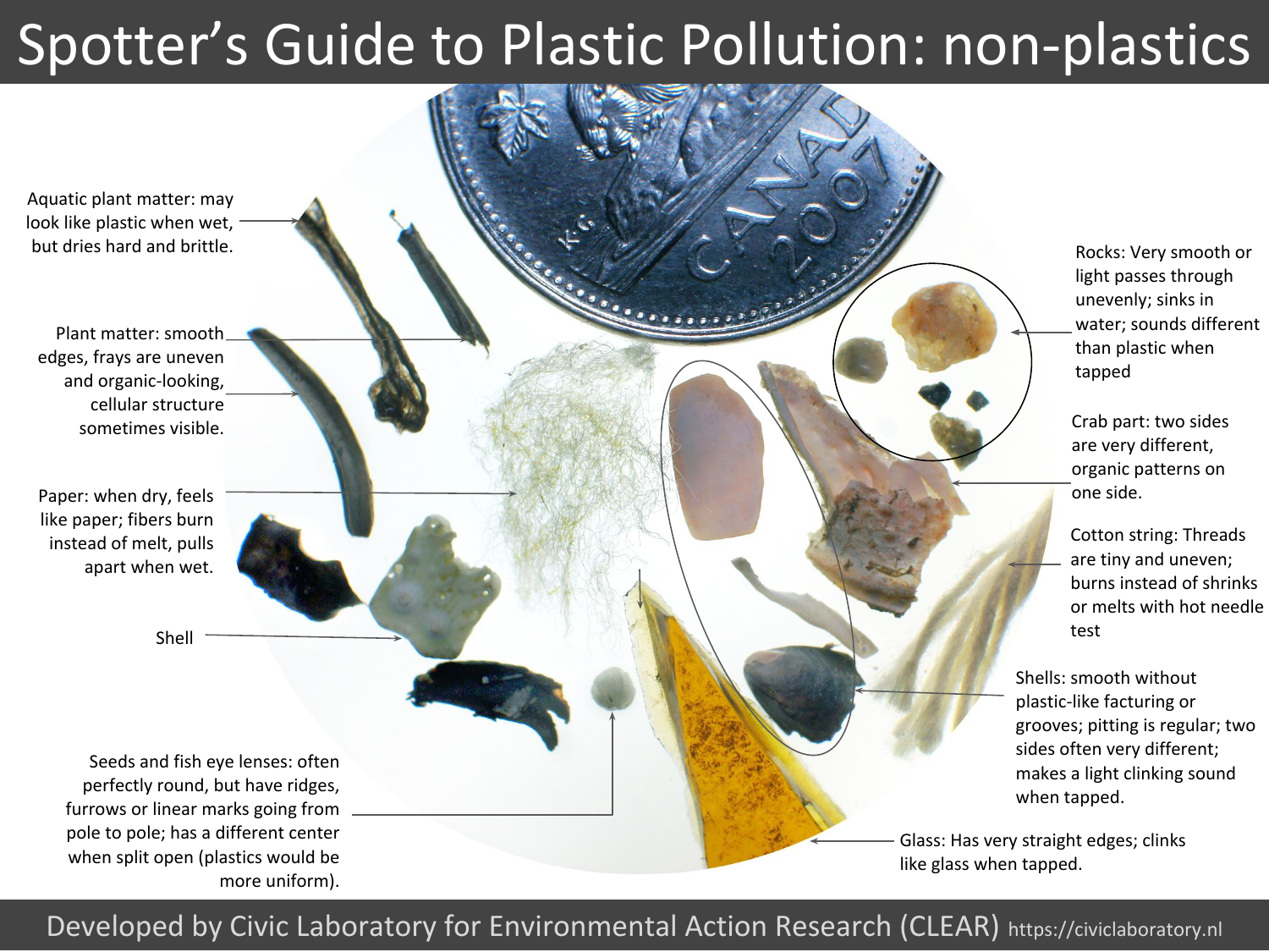# Spotter's Guide to Plastic Pollution: non-plastics

Aquatic plant matter: may look like plastic when wet, but dries hard and brittle.

Plant matter: smooth edges, frays are uneven and organic-looking, cellular structure sometimes visible.

Paper: when dry, feels like paper; fibers burn instead of melt, pulls apart when wet.

Shell

Seeds and fish eye lenses: often perfectly round, but have ridges, furrows or linear marks going from pole to pole; has a different center when split open (plastics would be more uniform).

Rocks: Very smooth or light passes through unevenly; sinks in water; sounds different than plastic when tapped

Crab part: two sides are very different, organic patterns on one side.

Cotton string: Threads are tiny and uneven; burns instead of shrinks or melts with hot needle test

Shells: smooth without plastic-like facturing or grooves; pitting is regular; two sides often very different; makes a light clinking sound when tapped.

Glass: Has very straight edges; clinks like glass when tapped.

Developed by Civic Laboratory for Environmental Action Research (CLEAR) https://civiclaboratory.nl